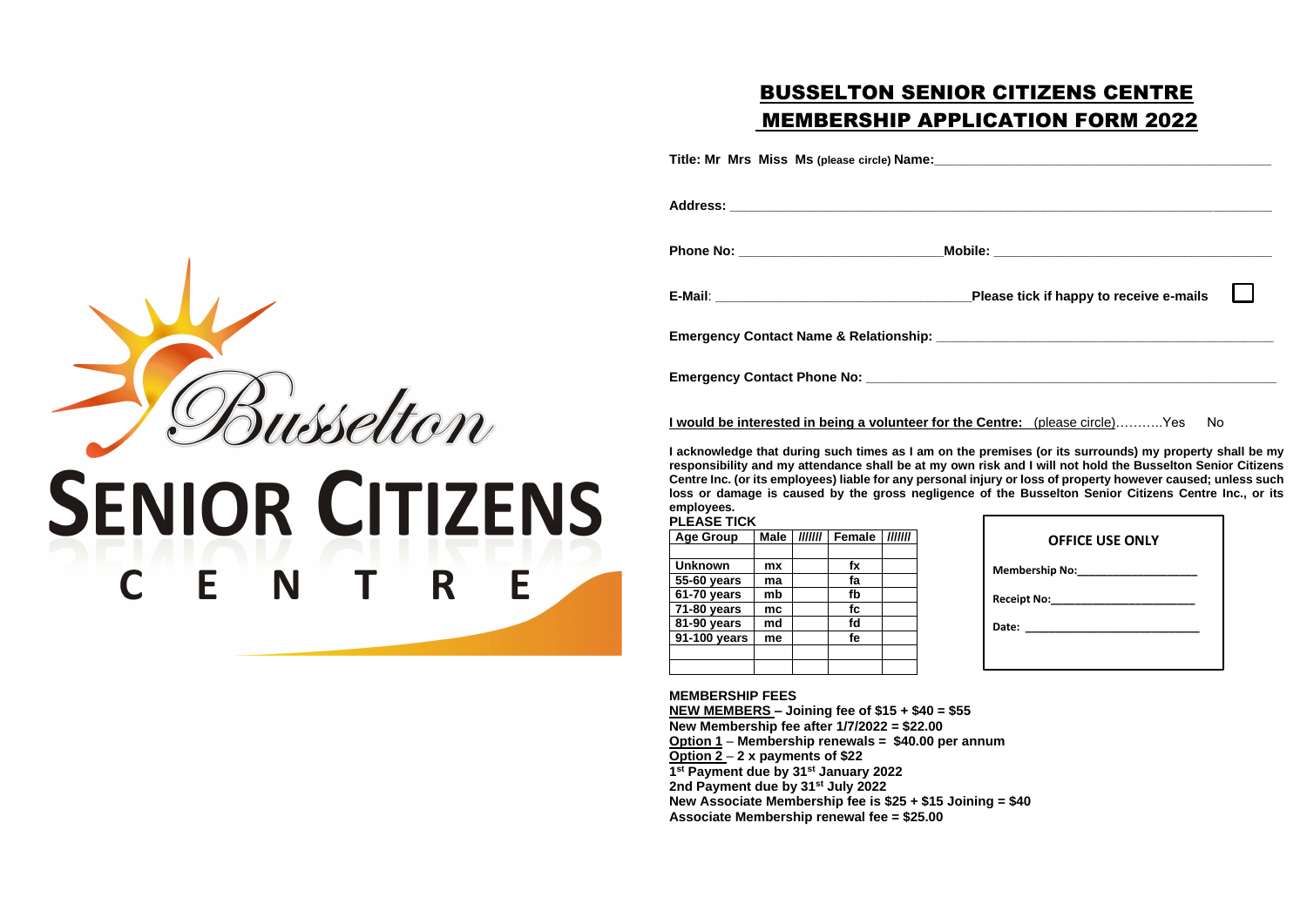Busselton

SENIOR CITIZENS

C E N T R E

# BUSSELTON SENIOR CITIZENS CENTRE MEMBERSHIP APPLICATION FORM 2022

**Title: Mr Mrs Miss Ms** (please circle) **Name:**_______________________________________________

**Address:** ______________________________________________________________________________

**Phone No:** ___________________________**Mobile:** ________________________________________

**E-Mail**: __________________________________**Please tick if happy to receive e-mails** ☐

**Emergency Contact Name & Relationship:** ______________________________________________

**Emergency Contact Phone No:** ______________________________________________________

**I would be interested in being a volunteer for the Centre:** (please circle)………..Yes No

**I acknowledge that during such times as I am on the premises (or its surrounds) my property shall be my responsibility and my attendance shall be at my own risk and I will not hold the Busselton Senior Citizens Centre Inc. (or its employees) liable for any personal injury or loss of property however caused; unless such loss or damage is caused by the gross negligence of the Busselton Senior Citizens Centre Inc., or its employees.**

**PLEASE TICK**

| Age Group | Male | /////// | Female | /////// |
|---|---|---|---|---|
| | | | | |
| Unknown | mx | | fx | |
| 55-60 years | ma | | fa | |
| 61-70 years | mb | | fb | |
| 71-80 years | mc | | fc | |
| 81-90 years | md | | fd | |
| 91-100 years | me | | fe | |
| | | | | |
| | | | | |

**OFFICE USE ONLY**

Membership No:___________________

Receipt No:______________________

Date: ___________________________

**MEMBERSHIP FEES**

**NEW MEMBERS – Joining fee of $15 + $40 = $55**
**New Membership fee after 1/7/2022 = $22.00**
**Option 1 – Membership renewals = $40.00 per annum**
**Option 2 – 2 x payments of $22**
**1st Payment due by 31st January 2022**
**2nd Payment due by 31st July 2022**
**New Associate Membership fee is $25 + $15 Joining = $40**
**Associate Membership renewal fee = $25.00**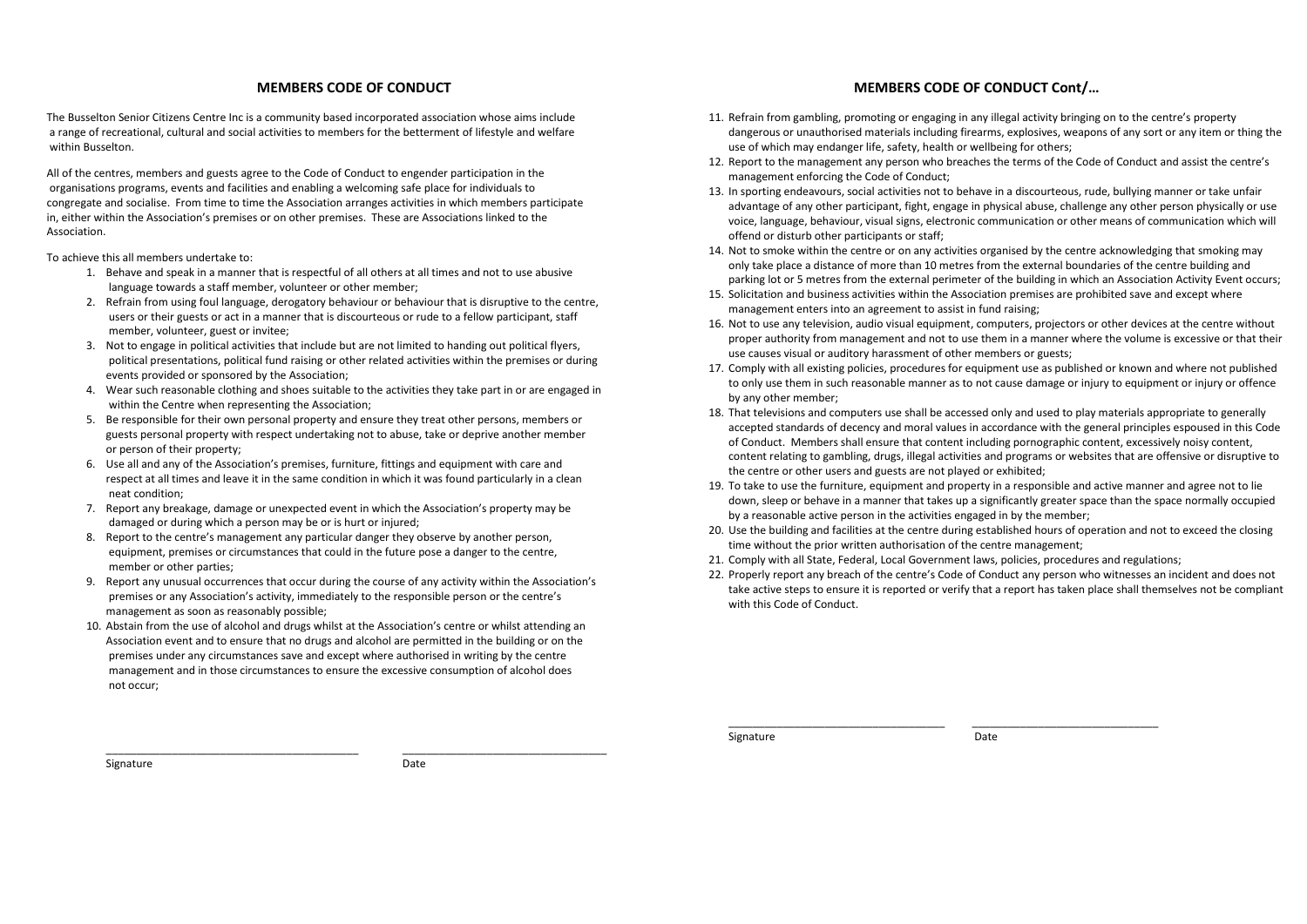## MEMBERS CODE OF CONDUCT

The Busselton Senior Citizens Centre Inc is a community based incorporated association whose aims include a range of recreational, cultural and social activities to members for the betterment of lifestyle and welfare within Busselton.

All of the centres, members and guests agree to the Code of Conduct to engender participation in the organisations programs, events and facilities and enabling a welcoming safe place for individuals to congregate and socialise. From time to time the Association arranges activities in which members participate in, either within the Association's premises or on other premises. These are Associations linked to the Association.

To achieve this all members undertake to:

1. Behave and speak in a manner that is respectful of all others at all times and not to use abusive language towards a staff member, volunteer or other member;
2. Refrain from using foul language, derogatory behaviour or behaviour that is disruptive to the centre, users or their guests or act in a manner that is discourteous or rude to a fellow participant, staff member, volunteer, guest or invitee;
3. Not to engage in political activities that include but are not limited to handing out political flyers, political presentations, political fund raising or other related activities within the premises or during events provided or sponsored by the Association;
4. Wear such reasonable clothing and shoes suitable to the activities they take part in or are engaged in within the Centre when representing the Association;
5. Be responsible for their own personal property and ensure they treat other persons, members or guests personal property with respect undertaking not to abuse, take or deprive another member or person of their property;
6. Use all and any of the Association's premises, furniture, fittings and equipment with care and respect at all times and leave it in the same condition in which it was found particularly in a clean neat condition;
7. Report any breakage, damage or unexpected event in which the Association's property may be damaged or during which a person may be or is hurt or injured;
8. Report to the centre's management any particular danger they observe by another person, equipment, premises or circumstances that could in the future pose a danger to the centre, member or other parties;
9. Report any unusual occurrences that occur during the course of any activity within the Association's premises or any Association's activity, immediately to the responsible person or the centre's management as soon as reasonably possible;
10. Abstain from the use of alcohol and drugs whilst at the Association's centre or whilst attending an Association event and to ensure that no drugs and alcohol are permitted in the building or on the premises under any circumstances save and except where authorised in writing by the centre management and in those circumstances to ensure the excessive consumption of alcohol does not occur;

\_\_\_\_\_\_\_\_\_\_\_\_\_\_\_\_\_\_\_\_\_\_\_\_\_\_\_\_\_\_ \_\_\_\_\_\_\_\_\_\_\_\_\_\_\_\_\_\_\_\_\_\_\_\_\_\_\_\_\_\_

Signature Date

## MEMBERS CODE OF CONDUCT Cont/…

11. Refrain from gambling, promoting or engaging in any illegal activity bringing on to the centre's property dangerous or unauthorised materials including firearms, explosives, weapons of any sort or any item or thing the use of which may endanger life, safety, health or wellbeing for others;
12. Report to the management any person who breaches the terms of the Code of Conduct and assist the centre's management enforcing the Code of Conduct;
13. In sporting endeavours, social activities not to behave in a discourteous, rude, bullying manner or take unfair advantage of any other participant, fight, engage in physical abuse, challenge any other person physically or use voice, language, behaviour, visual signs, electronic communication or other means of communication which will offend or disturb other participants or staff;
14. Not to smoke within the centre or on any activities organised by the centre acknowledging that smoking may only take place a distance of more than 10 metres from the external boundaries of the centre building and parking lot or 5 metres from the external perimeter of the building in which an Association Activity Event occurs;
15. Solicitation and business activities within the Association premises are prohibited save and except where management enters into an agreement to assist in fund raising;
16. Not to use any television, audio visual equipment, computers, projectors or other devices at the centre without proper authority from management and not to use them in a manner where the volume is excessive or that their use causes visual or auditory harassment of other members or guests;
17. Comply with all existing policies, procedures for equipment use as published or known and where not published to only use them in such reasonable manner as to not cause damage or injury to equipment or injury or offence by any other member;
18. That televisions and computers use shall be accessed only and used to play materials appropriate to generally accepted standards of decency and moral values in accordance with the general principles espoused in this Code of Conduct. Members shall ensure that content including pornographic content, excessively noisy content, content relating to gambling, drugs, illegal activities and programs or websites that are offensive or disruptive to the centre or other users and guests are not played or exhibited;
19. To take to use the furniture, equipment and property in a responsible and active manner and agree not to lie down, sleep or behave in a manner that takes up a significantly greater space than the space normally occupied by a reasonable active person in the activities engaged in by the member;
20. Use the building and facilities at the centre during established hours of operation and not to exceed the closing time without the prior written authorisation of the centre management;
21. Comply with all State, Federal, Local Government laws, policies, procedures and regulations;
22. Properly report any breach of the centre's Code of Conduct any person who witnesses an incident and does not take active steps to ensure it is reported or verify that a report has taken place shall themselves not be compliant with this Code of Conduct.

\_\_\_\_\_\_\_\_\_\_\_\_\_\_\_\_\_\_\_\_\_\_\_\_\_\_\_\_\_\_ \_\_\_\_\_\_\_\_\_\_\_\_\_\_\_\_\_\_\_\_\_\_\_\_\_\_\_\_\_\_

Signature Date